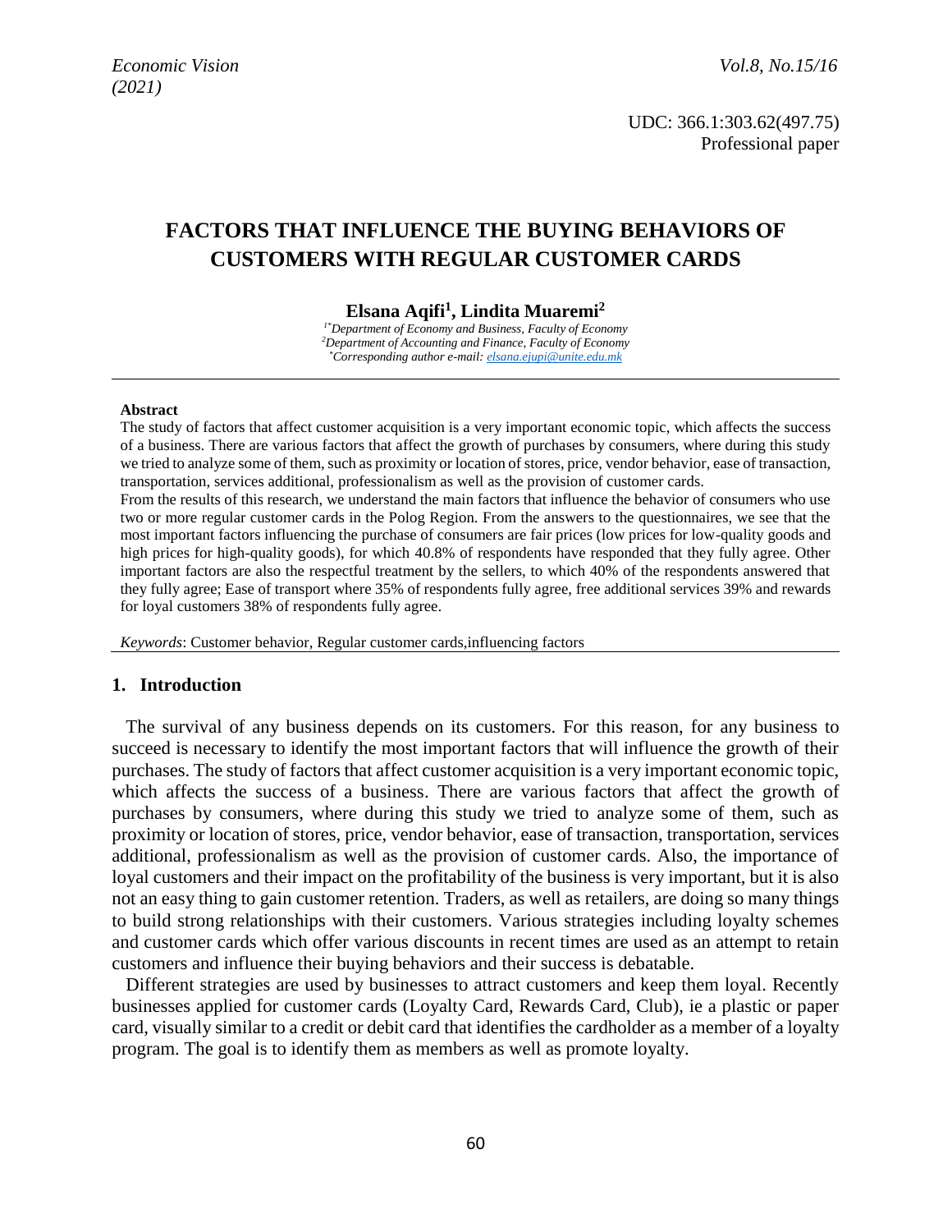UDC: 366.1:303.62(497.75)
Professional paper

# FACTORS THAT INFLUENCE THE BUYING BEHAVIORS OF CUSTOMERS WITH REGULAR CUSTOMER CARDS

**Elsana Aqifi[1], Lindita Muaremi[2]**

*[1*]Department of Economy and Business, Faculty of Economy*
*[2]Department of Accounting and Finance, Faculty of Economy*
*[*]Corresponding author e-mail: elsana.ejupi@unite.edu.mk*

**Abstract**

The study of factors that affect customer acquisition is a very important economic topic, which affects the success of a business. There are various factors that affect the growth of purchases by consumers, where during this study we tried to analyze some of them, such as proximity or location of stores, price, vendor behavior, ease of transaction, transportation, services additional, professionalism as well as the provision of customer cards.

From the results of this research, we understand the main factors that influence the behavior of consumers who use two or more regular customer cards in the Polog Region. From the answers to the questionnaires, we see that the most important factors influencing the purchase of consumers are fair prices (low prices for low-quality goods and high prices for high-quality goods), for which 40.8% of respondents have responded that they fully agree. Other important factors are also the respectful treatment by the sellers, to which 40% of the respondents answered that they fully agree; Ease of transport where 35% of respondents fully agree, free additional services 39% and rewards for loyal customers 38% of respondents fully agree.

*Keywords*: Customer behavior, Regular customer cards,influencing factors

## 1. Introduction

The survival of any business depends on its customers. For this reason, for any business to succeed is necessary to identify the most important factors that will influence the growth of their purchases. The study of factors that affect customer acquisition is a very important economic topic, which affects the success of a business. There are various factors that affect the growth of purchases by consumers, where during this study we tried to analyze some of them, such as proximity or location of stores, price, vendor behavior, ease of transaction, transportation, services additional, professionalism as well as the provision of customer cards. Also, the importance of loyal customers and their impact on the profitability of the business is very important, but it is also not an easy thing to gain customer retention. Traders, as well as retailers, are doing so many things to build strong relationships with their customers. Various strategies including loyalty schemes and customer cards which offer various discounts in recent times are used as an attempt to retain customers and influence their buying behaviors and their success is debatable.

Different strategies are used by businesses to attract customers and keep them loyal. Recently businesses applied for customer cards (Loyalty Card, Rewards Card, Club), ie a plastic or paper card, visually similar to a credit or debit card that identifies the cardholder as a member of a loyalty program. The goal is to identify them as members as well as promote loyalty.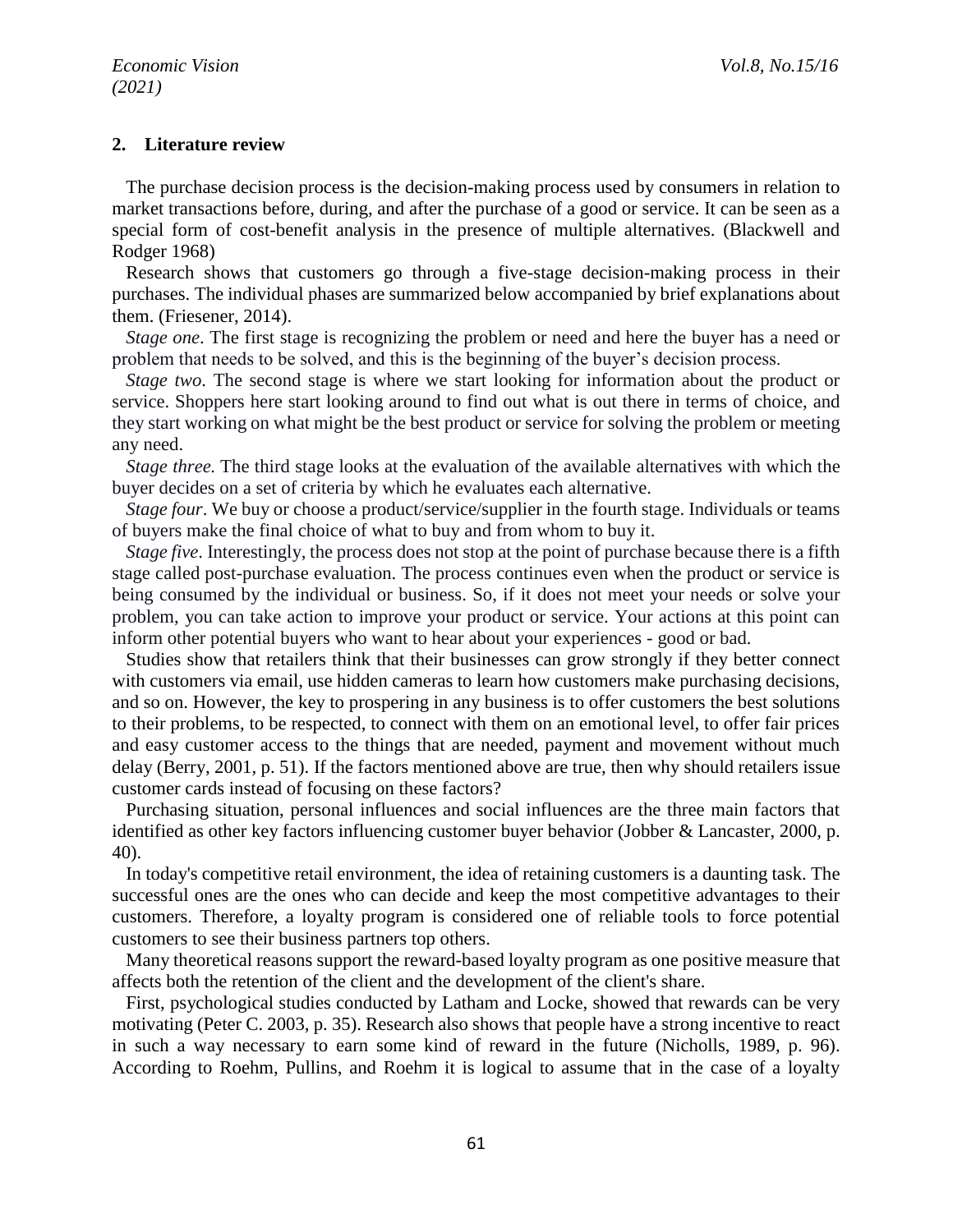## 2. Literature review

The purchase decision process is the decision-making process used by consumers in relation to market transactions before, during, and after the purchase of a good or service. It can be seen as a special form of cost-benefit analysis in the presence of multiple alternatives. (Blackwell and Rodger 1968)

Research shows that customers go through a five-stage decision-making process in their purchases. The individual phases are summarized below accompanied by brief explanations about them. (Friesener, 2014).

*Stage one*. The first stage is recognizing the problem or need and here the buyer has a need or problem that needs to be solved, and this is the beginning of the buyer's decision process.

*Stage two*. The second stage is where we start looking for information about the product or service. Shoppers here start looking around to find out what is out there in terms of choice, and they start working on what might be the best product or service for solving the problem or meeting any need.

*Stage three.* The third stage looks at the evaluation of the available alternatives with which the buyer decides on a set of criteria by which he evaluates each alternative.

*Stage four*. We buy or choose a product/service/supplier in the fourth stage. Individuals or teams of buyers make the final choice of what to buy and from whom to buy it.

*Stage five*. Interestingly, the process does not stop at the point of purchase because there is a fifth stage called post-purchase evaluation. The process continues even when the product or service is being consumed by the individual or business. So, if it does not meet your needs or solve your problem, you can take action to improve your product or service. Your actions at this point can inform other potential buyers who want to hear about your experiences - good or bad.

Studies show that retailers think that their businesses can grow strongly if they better connect with customers via email, use hidden cameras to learn how customers make purchasing decisions, and so on. However, the key to prospering in any business is to offer customers the best solutions to their problems, to be respected, to connect with them on an emotional level, to offer fair prices and easy customer access to the things that are needed, payment and movement without much delay (Berry, 2001, p. 51). If the factors mentioned above are true, then why should retailers issue customer cards instead of focusing on these factors?

Purchasing situation, personal influences and social influences are the three main factors that identified as other key factors influencing customer buyer behavior (Jobber & Lancaster, 2000, p. 40).

In today's competitive retail environment, the idea of retaining customers is a daunting task. The successful ones are the ones who can decide and keep the most competitive advantages to their customers. Therefore, a loyalty program is considered one of reliable tools to force potential customers to see their business partners top others.

Many theoretical reasons support the reward-based loyalty program as one positive measure that affects both the retention of the client and the development of the client's share.

First, psychological studies conducted by Latham and Locke, showed that rewards can be very motivating (Peter C. 2003, p. 35). Research also shows that people have a strong incentive to react in such a way necessary to earn some kind of reward in the future (Nicholls, 1989, p. 96). According to Roehm, Pullins, and Roehm it is logical to assume that in the case of a loyalty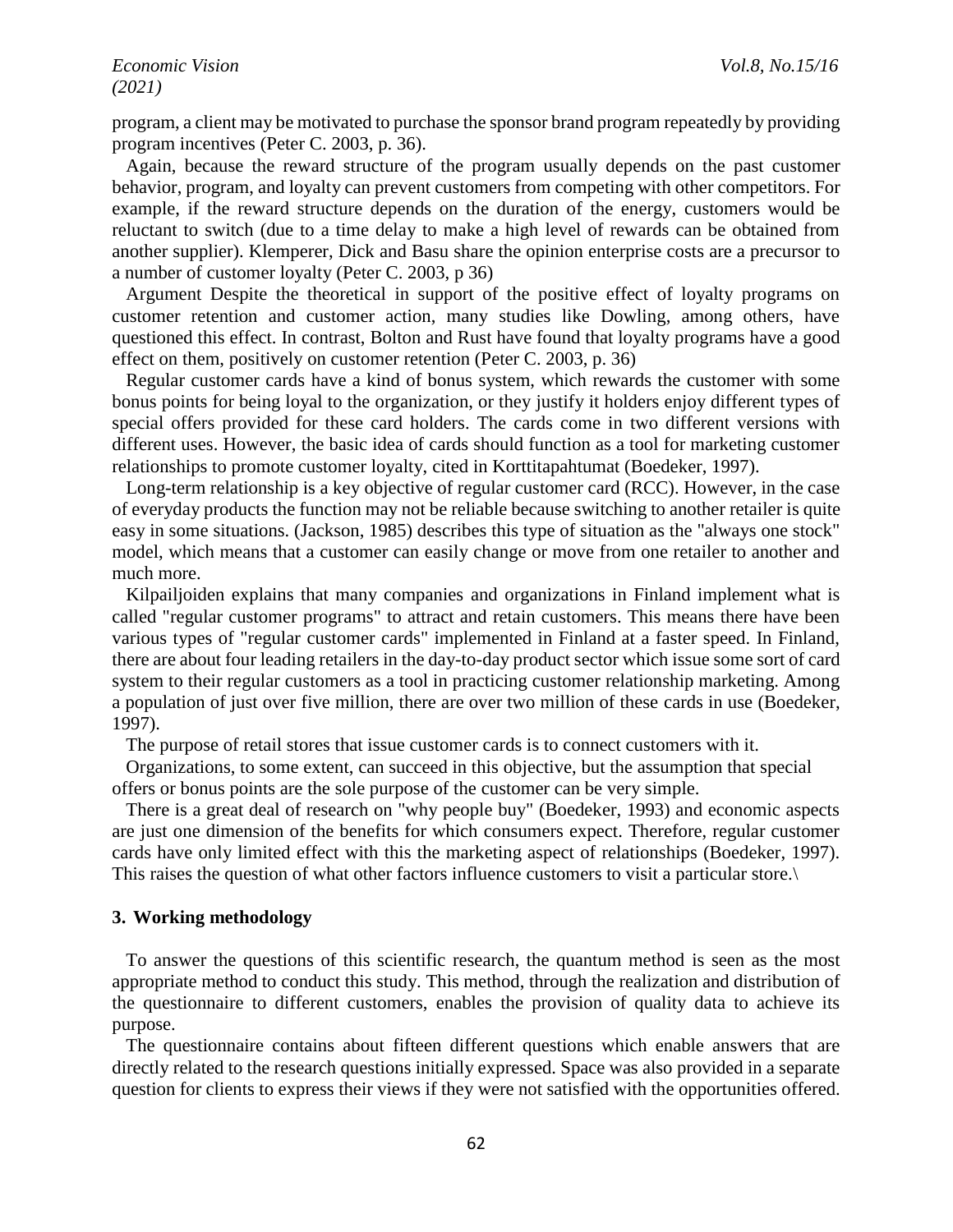program, a client may be motivated to purchase the sponsor brand program repeatedly by providing program incentives (Peter C. 2003, p. 36).

Again, because the reward structure of the program usually depends on the past customer behavior, program, and loyalty can prevent customers from competing with other competitors. For example, if the reward structure depends on the duration of the energy, customers would be reluctant to switch (due to a time delay to make a high level of rewards can be obtained from another supplier). Klemperer, Dick and Basu share the opinion enterprise costs are a precursor to a number of customer loyalty (Peter C. 2003, p 36)

Argument Despite the theoretical in support of the positive effect of loyalty programs on customer retention and customer action, many studies like Dowling, among others, have questioned this effect. In contrast, Bolton and Rust have found that loyalty programs have a good effect on them, positively on customer retention (Peter C. 2003, p. 36)

Regular customer cards have a kind of bonus system, which rewards the customer with some bonus points for being loyal to the organization, or they justify it holders enjoy different types of special offers provided for these card holders. The cards come in two different versions with different uses. However, the basic idea of cards should function as a tool for marketing customer relationships to promote customer loyalty, cited in Korttitapahtumat (Boedeker, 1997).

Long-term relationship is a key objective of regular customer card (RCC). However, in the case of everyday products the function may not be reliable because switching to another retailer is quite easy in some situations. (Jackson, 1985) describes this type of situation as the "always one stock" model, which means that a customer can easily change or move from one retailer to another and much more.

Kilpailjoiden explains that many companies and organizations in Finland implement what is called "regular customer programs" to attract and retain customers. This means there have been various types of "regular customer cards" implemented in Finland at a faster speed. In Finland, there are about four leading retailers in the day-to-day product sector which issue some sort of card system to their regular customers as a tool in practicing customer relationship marketing. Among a population of just over five million, there are over two million of these cards in use (Boedeker, 1997).

The purpose of retail stores that issue customer cards is to connect customers with it.

Organizations, to some extent, can succeed in this objective, but the assumption that special offers or bonus points are the sole purpose of the customer can be very simple.

There is a great deal of research on "why people buy" (Boedeker, 1993) and economic aspects are just one dimension of the benefits for which consumers expect. Therefore, regular customer cards have only limited effect with this marketing aspect of relationships (Boedeker, 1997). This raises the question of what other factors influence customers to visit a particular store.\

## 3. Working methodology

To answer the questions of this scientific research, the quantum method is seen as the most appropriate method to conduct this study. This method, through the realization and distribution of the questionnaire to different customers, enables the provision of quality data to achieve its purpose.

The questionnaire contains about fifteen different questions which enable answers that are directly related to the research questions initially expressed. Space was also provided in a separate question for clients to express their views if they were not satisfied with the opportunities offered.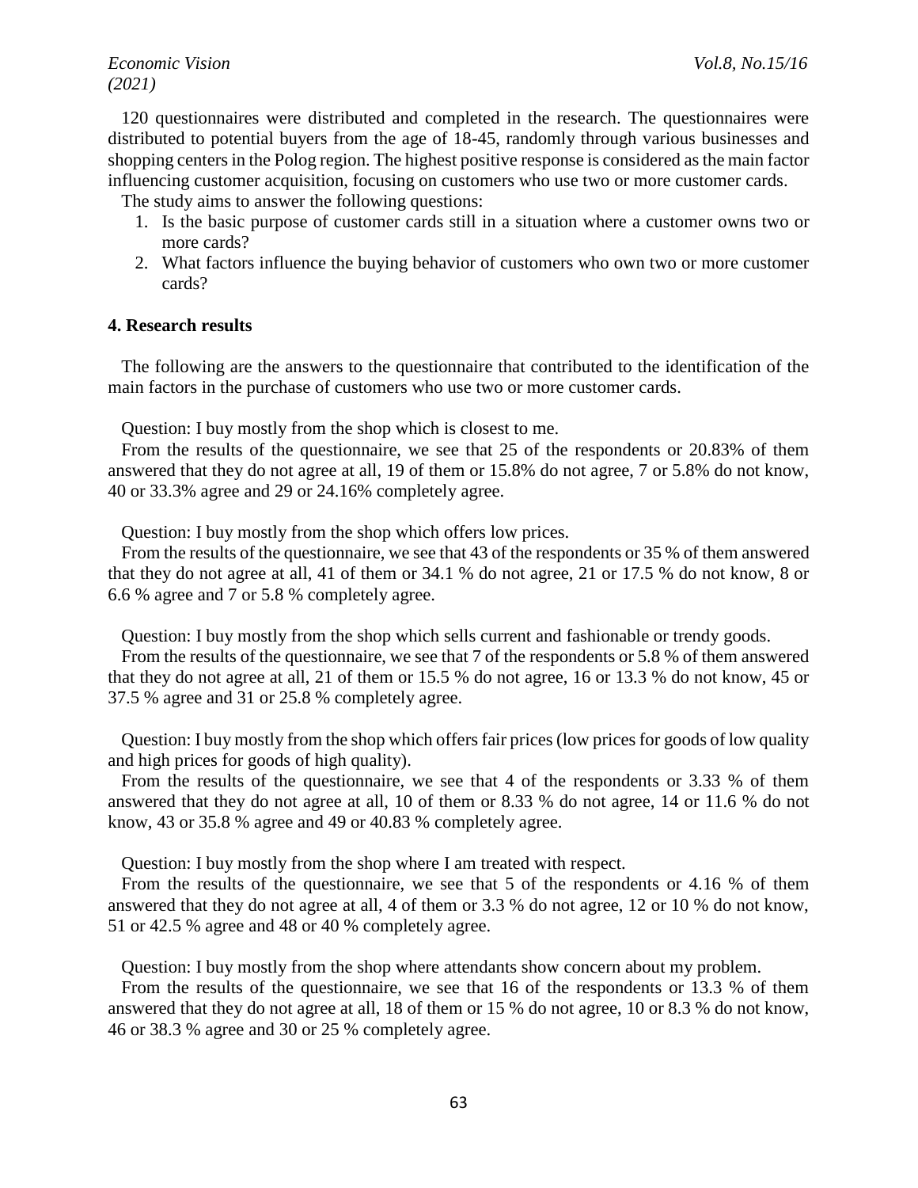120 questionnaires were distributed and completed in the research. The questionnaires were distributed to potential buyers from the age of 18-45, randomly through various businesses and shopping centers in the Polog region. The highest positive response is considered as the main factor influencing customer acquisition, focusing on customers who use two or more customer cards.

The study aims to answer the following questions:

1. Is the basic purpose of customer cards still in a situation where a customer owns two or more cards?
2. What factors influence the buying behavior of customers who own two or more customer cards?

## 4. Research results

The following are the answers to the questionnaire that contributed to the identification of the main factors in the purchase of customers who use two or more customer cards.

Question: I buy mostly from the shop which is closest to me.

From the results of the questionnaire, we see that 25 of the respondents or 20.83% of them answered that they do not agree at all, 19 of them or 15.8% do not agree, 7 or 5.8% do not know, 40 or 33.3% agree and 29 or 24.16% completely agree.

Question: I buy mostly from the shop which offers low prices.

From the results of the questionnaire, we see that 43 of the respondents or 35 % of them answered that they do not agree at all, 41 of them or 34.1 % do not agree, 21 or 17.5 % do not know, 8 or 6.6 % agree and 7 or 5.8 % completely agree.

Question: I buy mostly from the shop which sells current and fashionable or trendy goods.

From the results of the questionnaire, we see that 7 of the respondents or 5.8 % of them answered that they do not agree at all, 21 of them or 15.5 % do not agree, 16 or 13.3 % do not know, 45 or 37.5 % agree and 31 or 25.8 % completely agree.

Question: I buy mostly from the shop which offers fair prices (low prices for goods of low quality and high prices for goods of high quality).

From the results of the questionnaire, we see that 4 of the respondents or 3.33 % of them answered that they do not agree at all, 10 of them or 8.33 % do not agree, 14 or 11.6 % do not know, 43 or 35.8 % agree and 49 or 40.83 % completely agree.

Question: I buy mostly from the shop where I am treated with respect.

From the results of the questionnaire, we see that 5 of the respondents or 4.16 % of them answered that they do not agree at all, 4 of them or 3.3 % do not agree, 12 or 10 % do not know, 51 or 42.5 % agree and 48 or 40 % completely agree.

Question: I buy mostly from the shop where attendants show concern about my problem.

From the results of the questionnaire, we see that 16 of the respondents or 13.3 % of them answered that they do not agree at all, 18 of them or 15 % do not agree, 10 or 8.3 % do not know, 46 or 38.3 % agree and 30 or 25 % completely agree.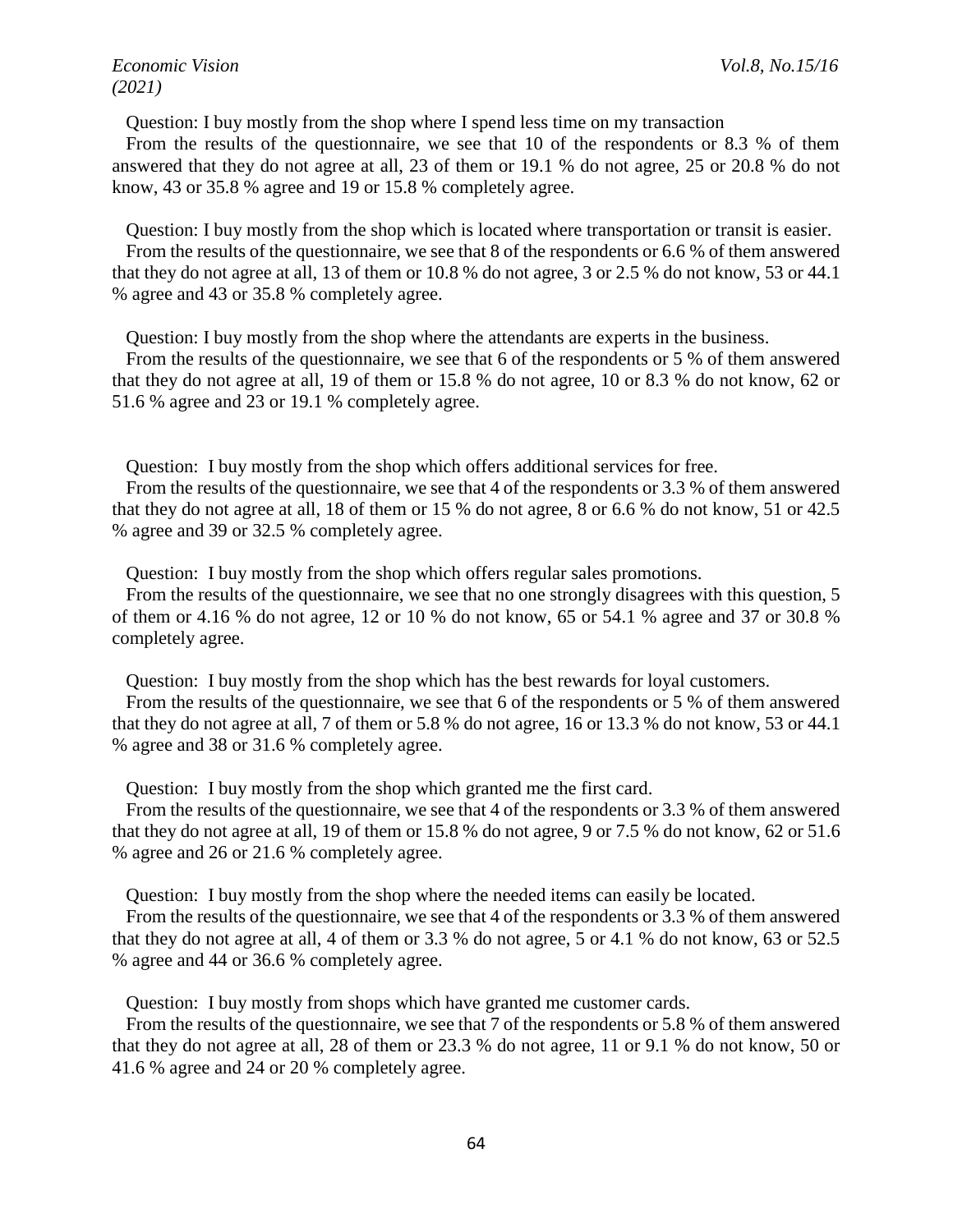Question: I buy mostly from the shop where I spend less time on my transaction

From the results of the questionnaire, we see that 10 of the respondents or 8.3 % of them answered that they do not agree at all, 23 of them or 19.1 % do not agree, 25 or 20.8 % do not know, 43 or 35.8 % agree and 19 or 15.8 % completely agree.

Question: I buy mostly from the shop which is located where transportation or transit is easier.

From the results of the questionnaire, we see that 8 of the respondents or 6.6 % of them answered that they do not agree at all, 13 of them or 10.8 % do not agree, 3 or 2.5 % do not know, 53 or 44.1 % agree and 43 or 35.8 % completely agree.

Question: I buy mostly from the shop where the attendants are experts in the business.

From the results of the questionnaire, we see that 6 of the respondents or 5 % of them answered that they do not agree at all, 19 of them or 15.8 % do not agree, 10 or 8.3 % do not know, 62 or 51.6 % agree and 23 or 19.1 % completely agree.

Question: I buy mostly from the shop which offers additional services for free.

From the results of the questionnaire, we see that 4 of the respondents or 3.3 % of them answered that they do not agree at all, 18 of them or 15 % do not agree, 8 or 6.6 % do not know, 51 or 42.5 % agree and 39 or 32.5 % completely agree.

Question: I buy mostly from the shop which offers regular sales promotions.

From the results of the questionnaire, we see that no one strongly disagrees with this question, 5 of them or 4.16 % do not agree, 12 or 10 % do not know, 65 or 54.1 % agree and 37 or 30.8 % completely agree.

Question: I buy mostly from the shop which has the best rewards for loyal customers.

From the results of the questionnaire, we see that 6 of the respondents or 5 % of them answered that they do not agree at all, 7 of them or 5.8 % do not agree, 16 or 13.3 % do not know, 53 or 44.1 % agree and 38 or 31.6 % completely agree.

Question: I buy mostly from the shop which granted me the first card.

From the results of the questionnaire, we see that 4 of the respondents or 3.3 % of them answered that they do not agree at all, 19 of them or 15.8 % do not agree, 9 or 7.5 % do not know, 62 or 51.6 % agree and 26 or 21.6 % completely agree.

Question: I buy mostly from the shop where the needed items can easily be located.

From the results of the questionnaire, we see that 4 of the respondents or 3.3 % of them answered that they do not agree at all, 4 of them or 3.3 % do not agree, 5 or 4.1 % do not know, 63 or 52.5 % agree and 44 or 36.6 % completely agree.

Question: I buy mostly from shops which have granted me customer cards.

From the results of the questionnaire, we see that 7 of the respondents or 5.8 % of them answered that they do not agree at all, 28 of them or 23.3 % do not agree, 11 or 9.1 % do not know, 50 or 41.6 % agree and 24 or 20 % completely agree.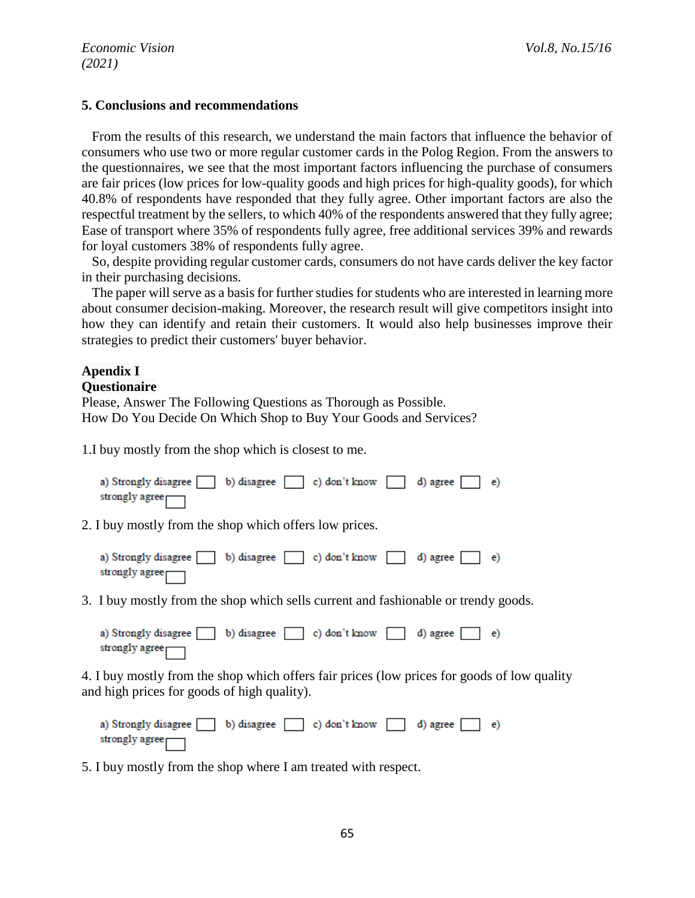## 5. Conclusions and recommendations

From the results of this research, we understand the main factors that influence the behavior of consumers who use two or more regular customer cards in the Polog Region. From the answers to the questionnaires, we see that the most important factors influencing the purchase of consumers are fair prices (low prices for low-quality goods and high prices for high-quality goods), for which 40.8% of respondents have responded that they fully agree. Other important factors are also the respectful treatment by the sellers, to which 40% of the respondents answered that they fully agree; Ease of transport where 35% of respondents fully agree, free additional services 39% and rewards for loyal customers 38% of respondents fully agree.

So, despite providing regular customer cards, consumers do not have cards deliver the key factor in their purchasing decisions.

The paper will serve as a basis for further studies for students who are interested in learning more about consumer decision-making. Moreover, the research result will give competitors insight into how they can identify and retain their customers. It would also help businesses improve their strategies to predict their customers' buyer behavior.

**Apendix I**

**Questionaire**

Please, Answer The Following Questions as Thorough as Possible.

How Do You Decide On Which Shop to Buy Your Goods and Services?

1.I buy mostly from the shop which is closest to me.

a) Strongly disagree ☐ b) disagree ☐ c) don't know ☐ d) agree ☐ e) strongly agree ☐

2. I buy mostly from the shop which offers low prices.

a) Strongly disagree ☐ b) disagree ☐ c) don't know ☐ d) agree ☐ e) strongly agree ☐

3. I buy mostly from the shop which sells current and fashionable or trendy goods.

a) Strongly disagree ☐ b) disagree ☐ c) don't know ☐ d) agree ☐ e) strongly agree ☐

4. I buy mostly from the shop which offers fair prices (low prices for goods of low quality and high prices for goods of high quality).

a) Strongly disagree ☐ b) disagree ☐ c) don't know ☐ d) agree ☐ e) strongly agree ☐

5. I buy mostly from the shop where I am treated with respect.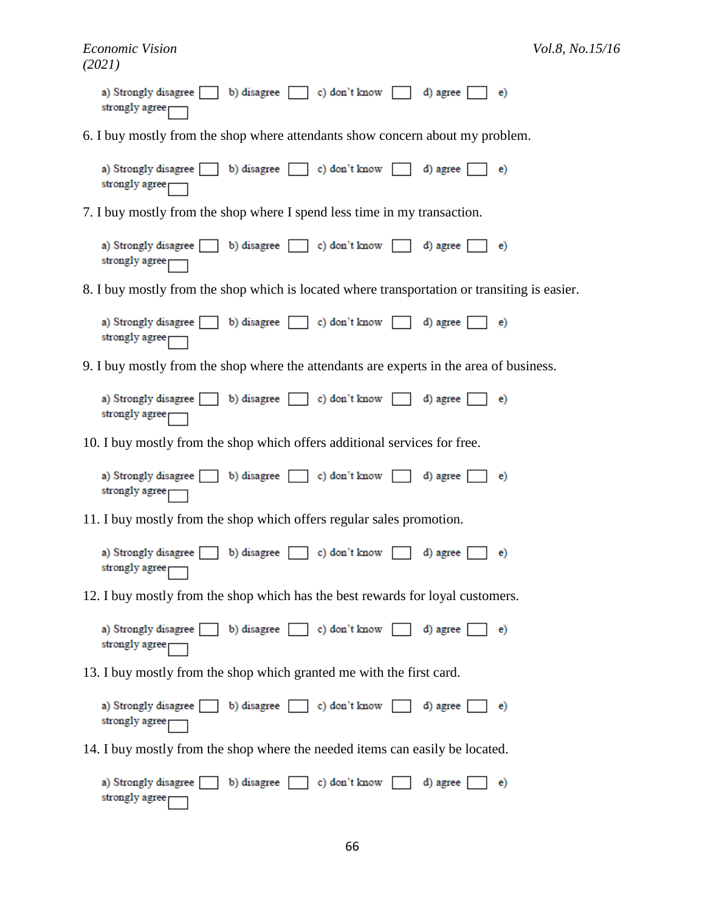a) Strongly disagree ☐ b) disagree ☐ c) don't know ☐ d) agree ☐ e) strongly agree ☐

6. I buy mostly from the shop where attendants show concern about my problem.

a) Strongly disagree ☐ b) disagree ☐ c) don't know ☐ d) agree ☐ e) strongly agree ☐

7. I buy mostly from the shop where I spend less time in my transaction.

a) Strongly disagree ☐ b) disagree ☐ c) don't know ☐ d) agree ☐ e) strongly agree ☐

8. I buy mostly from the shop which is located where transportation or transiting is easier.

a) Strongly disagree ☐ b) disagree ☐ c) don't know ☐ d) agree ☐ e) strongly agree ☐

9. I buy mostly from the shop where the attendants are experts in the area of business.

a) Strongly disagree ☐ b) disagree ☐ c) don't know ☐ d) agree ☐ e) strongly agree ☐

10. I buy mostly from the shop which offers additional services for free.

a) Strongly disagree ☐ b) disagree ☐ c) don't know ☐ d) agree ☐ e) strongly agree ☐

11. I buy mostly from the shop which offers regular sales promotion.

a) Strongly disagree ☐ b) disagree ☐ c) don't know ☐ d) agree ☐ e) strongly agree ☐

12. I buy mostly from the shop which has the best rewards for loyal customers.

a) Strongly disagree ☐ b) disagree ☐ c) don't know ☐ d) agree ☐ e) strongly agree ☐

13. I buy mostly from the shop which granted me with the first card.

a) Strongly disagree ☐ b) disagree ☐ c) don't know ☐ d) agree ☐ e) strongly agree ☐

14. I buy mostly from the shop where the needed items can easily be located.

a) Strongly disagree ☐ b) disagree ☐ c) don't know ☐ d) agree ☐ e) strongly agree ☐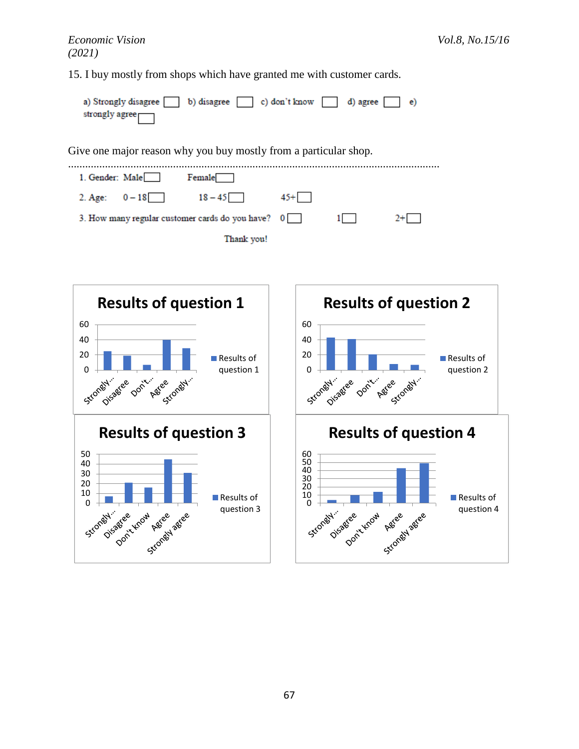15. I buy mostly from shops which have granted me with customer cards.

a) Strongly disagree ☐ b) disagree ☐ c) don't know ☐ d) agree ☐ e) strongly agree ☐

Give one major reason why you buy mostly from a particular shop.

.............................................................................................................................................

1. Gender: Male☐ Female☐

2. Age: 0 – 18☐ 18 – 45☐ 45+☐

3. How many regular customer cards do you have? 0☐ 1☐ 2+☐

Thank you!

**Results of question 1**

**Results of question 2**

**Results of question 3**

**Results of question 4**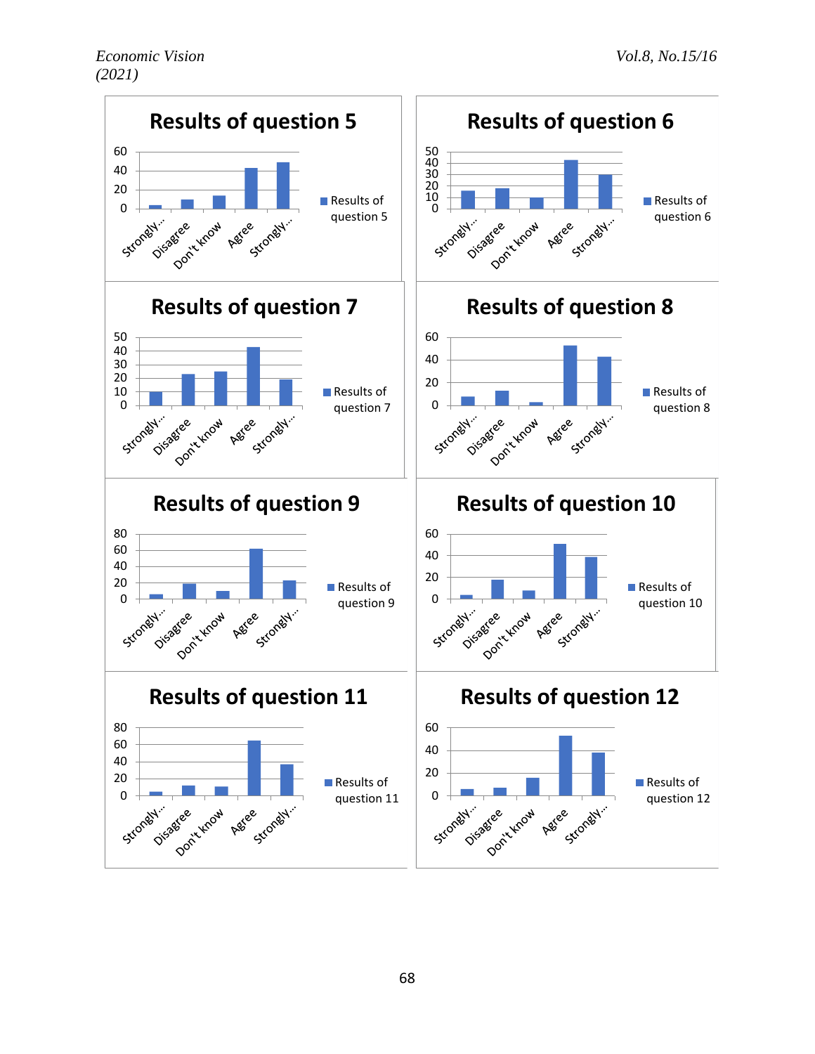## Results of question 5

| | Results of question 5 |
|---|---|
| Strongly... | |
| Disagree | |
| Don't know | |
| Agree | |
| Strongly... | |

## Results of question 6

| | Results of question 6 |
|---|---|
| Strongly... | |
| Disagree | |
| Don't know | |
| Agree | |
| Strongly... | |

## Results of question 7

| | Results of question 7 |
|---|---|
| Strongly... | |
| Disagree | |
| Don't know | |
| Agree | |
| Strongly... | |

## Results of question 8

| | Results of question 8 |
|---|---|
| Strongly... | |
| Disagree | |
| Don't know | |
| Agree | |
| Strongly... | |

## Results of question 9

| | Results of question 9 |
|---|---|
| Strongly... | |
| Disagree | |
| Don't know | |
| Agree | |
| Strongly... | |

## Results of question 10

| | Results of question 10 |
|---|---|
| Strongly... | |
| Disagree | |
| Don't know | |
| Agree | |
| Strongly... | |

## Results of question 11

| | Results of question 11 |
|---|---|
| Strongly... | |
| Disagree | |
| Don't know | |
| Agree | |
| Strongly... | |

## Results of question 12

| | Results of question 12 |
|---|---|
| Strongly... | |
| Disagree | |
| Don't know | |
| Agree | |
| Strongly... | |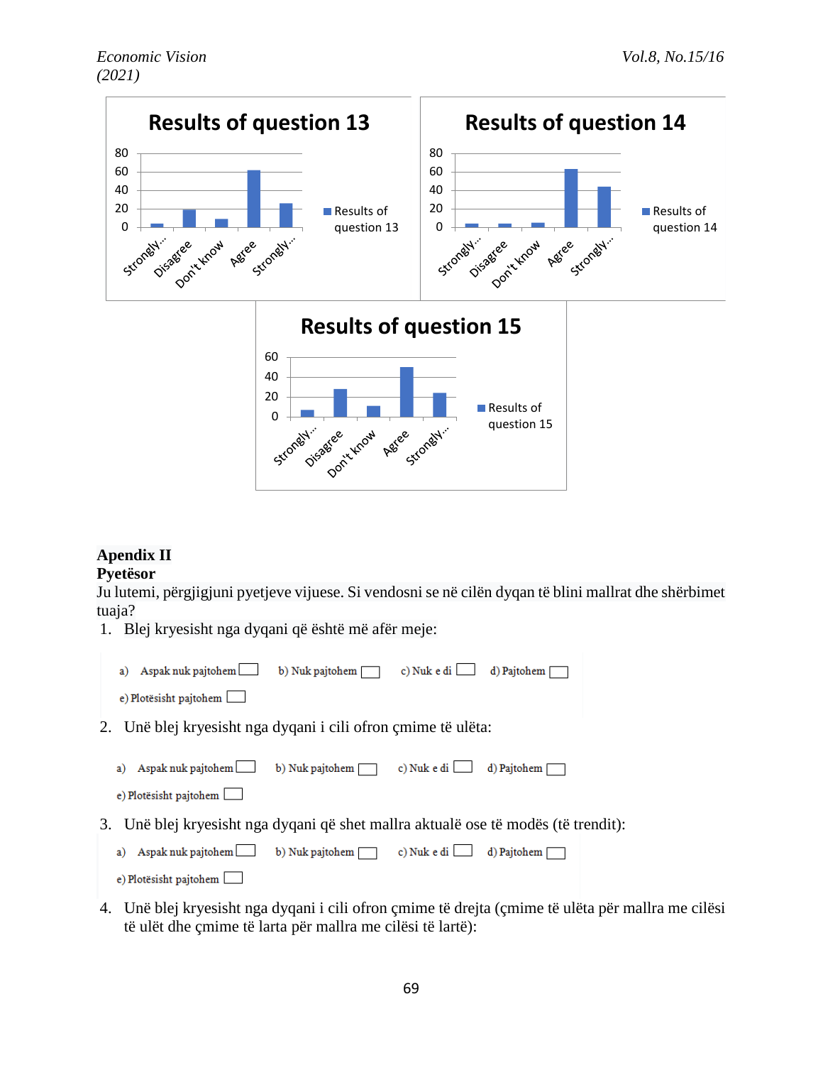**Results of question 13**

**Results of question 14**

**Results of question 15**

**Apendix II**
**Pyetësor**

Ju lutemi, përgjigjuni pyetjeve vijuese. Si vendosni se në cilën dyqan të blini mallrat dhe shërbimet tuaja?

1. Blej kryesisht nga dyqani që është më afër meje:

   a) Aspak nuk pajtohem ☐ b) Nuk pajtohem ☐ c) Nuk e di ☐ d) Pajtohem ☐

   e) Plotësisht pajtohem ☐

2. Unë blej kryesisht nga dyqani i cili ofron çmime të ulëta:

   a) Aspak nuk pajtohem ☐ b) Nuk pajtohem ☐ c) Nuk e di ☐ d) Pajtohem ☐

   e) Plotësisht pajtohem ☐

3. Unë blej kryesisht nga dyqani që shet mallra aktualë ose të modës (të trendit):

   a) Aspak nuk pajtohem ☐ b) Nuk pajtohem ☐ c) Nuk e di ☐ d) Pajtohem ☐

   e) Plotësisht pajtohem ☐

4. Unë blej kryesisht nga dyqani i cili ofron çmime të drejta (çmime të ulëta për mallra me cilësi të ulët dhe çmime të larta për mallra me cilësi të lartë):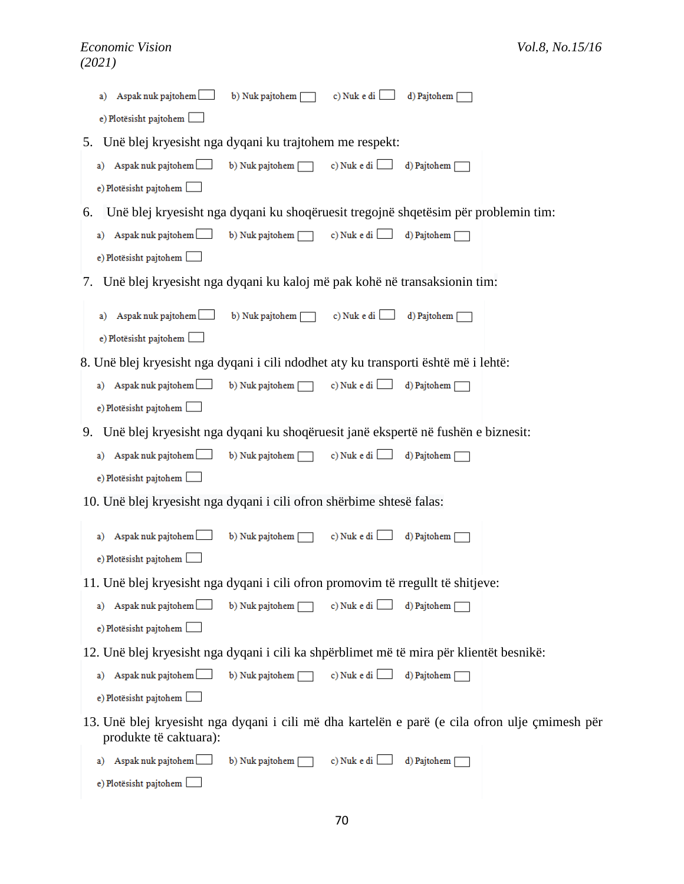a) Aspak nuk pajtohem ☐ b) Nuk pajtohem ☐ c) Nuk e di ☐ d) Pajtohem ☐

e) Plotësisht pajtohem ☐

5. Unë blej kryesisht nga dyqani ku trajtohem me respekt:

a) Aspak nuk pajtohem ☐ b) Nuk pajtohem ☐ c) Nuk e di ☐ d) Pajtohem ☐

e) Plotësisht pajtohem ☐

6. Unë blej kryesisht nga dyqani ku shoqëruesit tregojnë shqetësim për problemin tim:

a) Aspak nuk pajtohem ☐ b) Nuk pajtohem ☐ c) Nuk e di ☐ d) Pajtohem ☐

e) Plotësisht pajtohem ☐

7. Unë blej kryesisht nga dyqani ku kaloj më pak kohë në transaksionin tim:

a) Aspak nuk pajtohem ☐ b) Nuk pajtohem ☐ c) Nuk e di ☐ d) Pajtohem ☐

e) Plotësisht pajtohem ☐

8. Unë blej kryesisht nga dyqani i cili ndodhet aty ku transporti është më i lehtë:

a) Aspak nuk pajtohem ☐ b) Nuk pajtohem ☐ c) Nuk e di ☐ d) Pajtohem ☐

e) Plotësisht pajtohem ☐

9. Unë blej kryesisht nga dyqani ku shoqëruesit janë ekspertë në fushën e biznesit:

a) Aspak nuk pajtohem ☐ b) Nuk pajtohem ☐ c) Nuk e di ☐ d) Pajtohem ☐

e) Plotësisht pajtohem ☐

10. Unë blej kryesisht nga dyqani i cili ofron shërbime shtesë falas:

a) Aspak nuk pajtohem ☐ b) Nuk pajtohem ☐ c) Nuk e di ☐ d) Pajtohem ☐

e) Plotësisht pajtohem ☐

11. Unë blej kryesisht nga dyqani i cili ofron promovim të rregullt të shitjeve:

a) Aspak nuk pajtohem ☐ b) Nuk pajtohem ☐ c) Nuk e di ☐ d) Pajtohem ☐

e) Plotësisht pajtohem ☐

12. Unë blej kryesisht nga dyqani i cili ka shpërblimet më të mira për klientët besnikë:

a) Aspak nuk pajtohem ☐ b) Nuk pajtohem ☐ c) Nuk e di ☐ d) Pajtohem ☐

e) Plotësisht pajtohem ☐

13. Unë blej kryesisht nga dyqani i cili më dha kartelën e parë (e cila ofron ulje çmimesh për produkte të caktuara):

a) Aspak nuk pajtohem ☐ b) Nuk pajtohem ☐ c) Nuk e di ☐ d) Pajtohem ☐

e) Plotësisht pajtohem ☐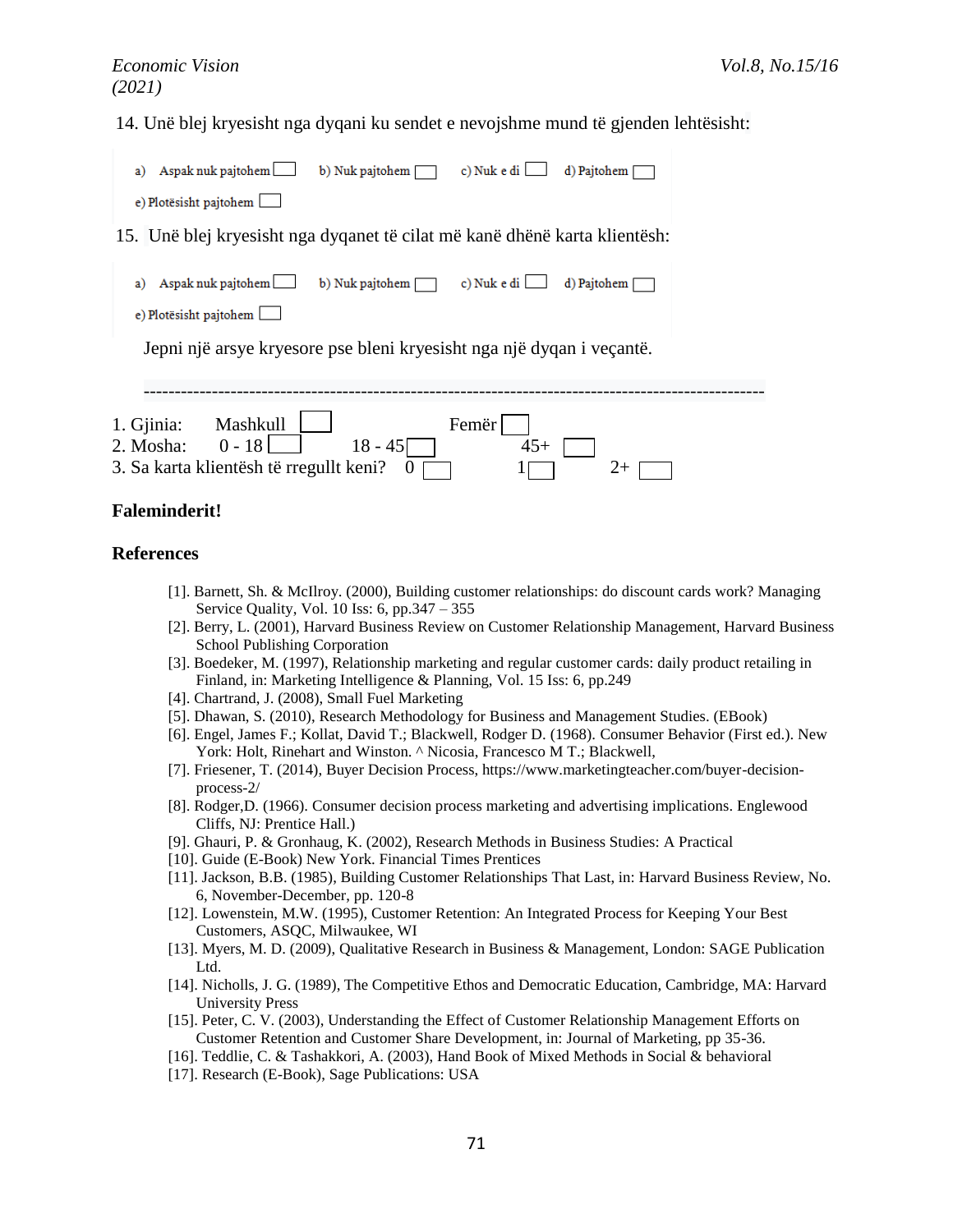14. Unë blej kryesisht nga dyqani ku sendet e nevojshme mund të gjenden lehtësisht:

a) Aspak nuk pajtohem ☐ b) Nuk pajtohem ☐ c) Nuk e di ☐ d) Pajtohem ☐

e) Plotësisht pajtohem ☐

15. Unë blej kryesisht nga dyqanet të cilat më kanë dhënë karta klientësh:

a) Aspak nuk pajtohem ☐ b) Nuk pajtohem ☐ c) Nuk e di ☐ d) Pajtohem ☐

e) Plotësisht pajtohem ☐

Jepni një arsye kryesore pse bleni kryesisht nga një dyqan i veçantë.

---------------------------------------------------------------------------------------------------

1. Gjinia: Mashkull ☐ Femër ☐
2. Mosha: 0 - 18 ☐ 18 - 45 ☐ 45+ ☐
3. Sa karta klientësh të rregullt keni? 0 ☐ 1 ☐ 2+ ☐

**Faleminderit!**

## References

[1]. Barnett, Sh. & McIlroy. (2000), Building customer relationships: do discount cards work? Managing Service Quality, Vol. 10 Iss: 6, pp.347 – 355

[2]. Berry, L. (2001), Harvard Business Review on Customer Relationship Management, Harvard Business School Publishing Corporation

[3]. Boedeker, M. (1997), Relationship marketing and regular customer cards: daily product retailing in Finland, in: Marketing Intelligence & Planning, Vol. 15 Iss: 6, pp.249

[4]. Chartrand, J. (2008), Small Fuel Marketing

[5]. Dhawan, S. (2010), Research Methodology for Business and Management Studies. (EBook)

[6]. Engel, James F.; Kollat, David T.; Blackwell, Rodger D. (1968). Consumer Behavior (First ed.). New York: Holt, Rinehart and Winston. ^ Nicosia, Francesco M T.; Blackwell,

[7]. Friesener, T. (2014), Buyer Decision Process, https://www.marketingteacher.com/buyer-decision-process-2/

[8]. Rodger,D. (1966). Consumer decision process marketing and advertising implications. Englewood Cliffs, NJ: Prentice Hall.)

[9]. Ghauri, P. & Gronhaug, K. (2002), Research Methods in Business Studies: A Practical

[10]. Guide (E-Book) New York. Financial Times Prentices

[11]. Jackson, B.B. (1985), Building Customer Relationships That Last, in: Harvard Business Review, No. 6, November-December, pp. 120-8

[12]. Lowenstein, M.W. (1995), Customer Retention: An Integrated Process for Keeping Your Best Customers, ASQC, Milwaukee, WI

[13]. Myers, M. D. (2009), Qualitative Research in Business & Management, London: SAGE Publication Ltd.

[14]. Nicholls, J. G. (1989), The Competitive Ethos and Democratic Education, Cambridge, MA: Harvard University Press

[15]. Peter, C. V. (2003), Understanding the Effect of Customer Relationship Management Efforts on Customer Retention and Customer Share Development, in: Journal of Marketing, pp 35-36.

[16]. Teddlie, C. & Tashakkori, A. (2003), Hand Book of Mixed Methods in Social & behavioral

[17]. Research (E-Book), Sage Publications: USA